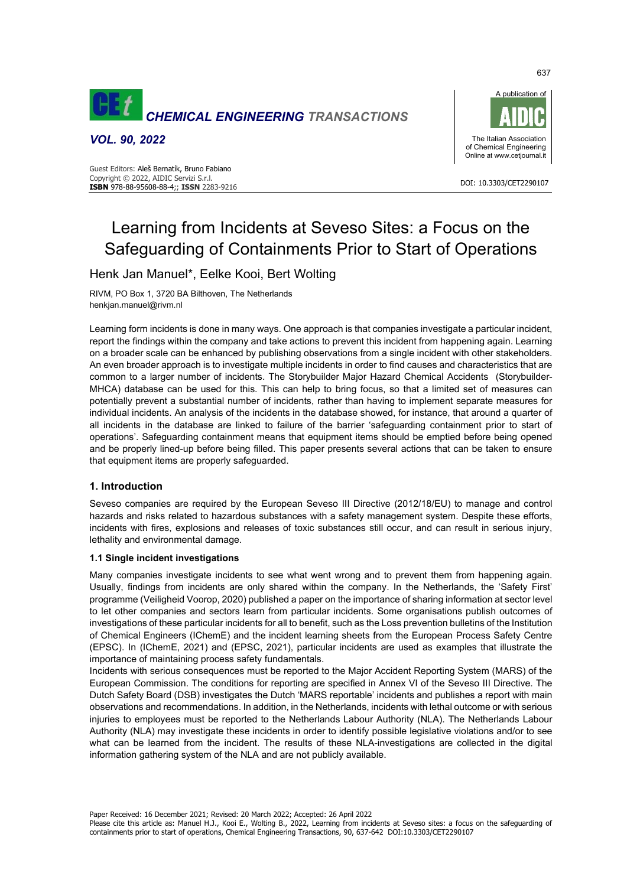# Learning from Incidents at Seveso Sites: a Focus on the Safeguarding of Containments Prior to Start of Operations

Henk Jan Manuel*, Eelke Kooi, Bert Wolting

RIVM, PO Box 1, 3720 BA Bilthoven, The Netherlands
henkjan.manuel@rivm.nl

Learning form incidents is done in many ways. One approach is that companies investigate a particular incident, report the findings within the company and take actions to prevent this incident from happening again. Learning on a broader scale can be enhanced by publishing observations from a single incident with other stakeholders. An even broader approach is to investigate multiple incidents in order to find causes and characteristics that are common to a larger number of incidents. The Storybuilder Major Hazard Chemical Accidents (Storybuilder-MHCA) database can be used for this. This can help to bring focus, so that a limited set of measures can potentially prevent a substantial number of incidents, rather than having to implement separate measures for individual incidents. An analysis of the incidents in the database showed, for instance, that around a quarter of all incidents in the database are linked to failure of the barrier 'safeguarding containment prior to start of operations'. Safeguarding containment means that equipment items should be emptied before being opened and be properly lined-up before being filled. This paper presents several actions that can be taken to ensure that equipment items are properly safeguarded.

## 1. Introduction

Seveso companies are required by the European Seveso III Directive (2012/18/EU) to manage and control hazards and risks related to hazardous substances with a safety management system. Despite these efforts, incidents with fires, explosions and releases of toxic substances still occur, and can result in serious injury, lethality and environmental damage.

### 1.1 Single incident investigations

Many companies investigate incidents to see what went wrong and to prevent them from happening again. Usually, findings from incidents are only shared within the company. In the Netherlands, the 'Safety First' programme (Veiligheid Voorop, 2020) published a paper on the importance of sharing information at sector level to let other companies and sectors learn from particular incidents. Some organisations publish outcomes of investigations of these particular incidents for all to benefit, such as the Loss prevention bulletins of the Institution of Chemical Engineers (IChemE) and the incident learning sheets from the European Process Safety Centre (EPSC). In (IChemE, 2021) and (EPSC, 2021), particular incidents are used as examples that illustrate the importance of maintaining process safety fundamentals.

Incidents with serious consequences must be reported to the Major Accident Reporting System (MARS) of the European Commission. The conditions for reporting are specified in Annex VI of the Seveso III Directive. The Dutch Safety Board (DSB) investigates the Dutch 'MARS reportable' incidents and publishes a report with main observations and recommendations. In addition, in the Netherlands, incidents with lethal outcome or with serious injuries to employees must be reported to the Netherlands Labour Authority (NLA). The Netherlands Labour Authority (NLA) may investigate these incidents in order to identify possible legislative violations and/or to see what can be learned from the incident. The results of these NLA-investigations are collected in the digital information gathering system of the NLA and are not publicly available.

Paper Received: 16 December 2021; Revised: 20 March 2022; Accepted: 26 April 2022
Please cite this article as: Manuel H.J., Kooi E., Wolting B., 2022, Learning from incidents at Seveso sites: a focus on the safeguarding of containments prior to start of operations, Chemical Engineering Transactions, 90, 637-642 DOI:10.3303/CET2290107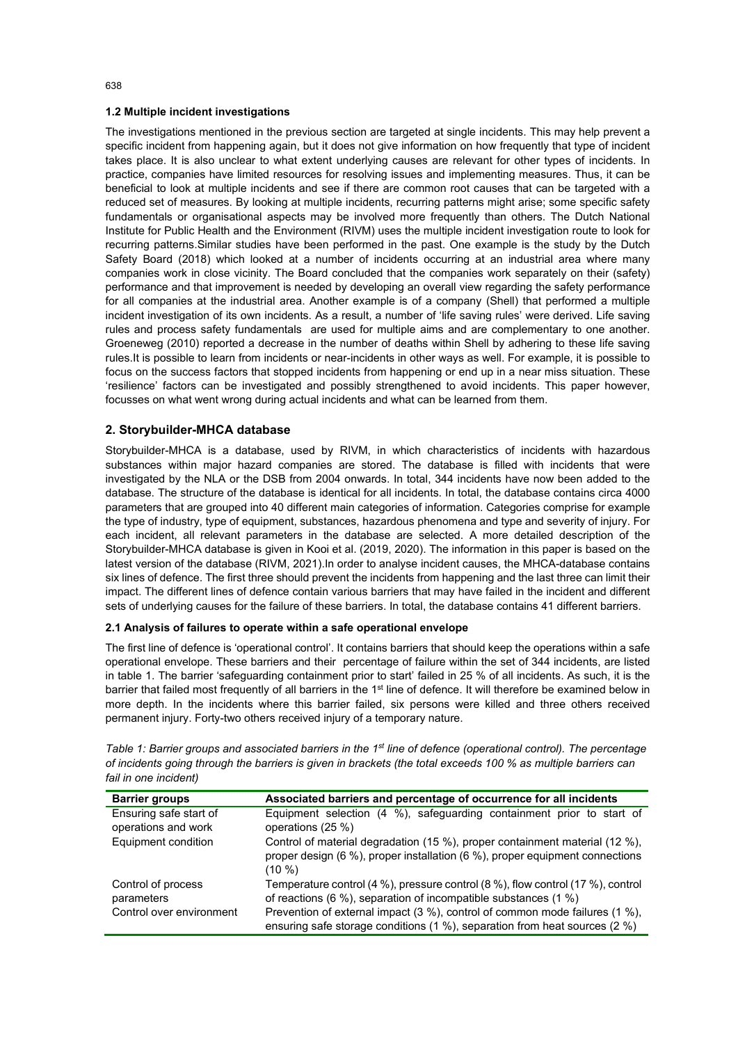### 1.2 Multiple incident investigations

The investigations mentioned in the previous section are targeted at single incidents. This may help prevent a specific incident from happening again, but it does not give information on how frequently that type of incident takes place. It is also unclear to what extent underlying causes are relevant for other types of incidents. In practice, companies have limited resources for resolving issues and implementing measures. Thus, it can be beneficial to look at multiple incidents and see if there are common root causes that can be targeted with a reduced set of measures. By looking at multiple incidents, recurring patterns might arise; some specific safety fundamentals or organisational aspects may be involved more frequently than others. The Dutch National Institute for Public Health and the Environment (RIVM) uses the multiple incident investigation route to look for recurring patterns.Similar studies have been performed in the past. One example is the study by the Dutch Safety Board (2018) which looked at a number of incidents occurring at an industrial area where many companies work in close vicinity. The Board concluded that the companies work separately on their (safety) performance and that improvement is needed by developing an overall view regarding the safety performance for all companies at the industrial area. Another example is of a company (Shell) that performed a multiple incident investigation of its own incidents. As a result, a number of 'life saving rules' were derived. Life saving rules and process safety fundamentals are used for multiple aims and are complementary to one another. Groeneweg (2010) reported a decrease in the number of deaths within Shell by adhering to these life saving rules.It is possible to learn from incidents or near-incidents in other ways as well. For example, it is possible to focus on the success factors that stopped incidents from happening or end up in a near miss situation. These 'resilience' factors can be investigated and possibly strengthened to avoid incidents. This paper however, focusses on what went wrong during actual incidents and what can be learned from them.

## 2. Storybuilder-MHCA database

Storybuilder-MHCA is a database, used by RIVM, in which characteristics of incidents with hazardous substances within major hazard companies are stored. The database is filled with incidents that were investigated by the NLA or the DSB from 2004 onwards. In total, 344 incidents have now been added to the database. The structure of the database is identical for all incidents. In total, the database contains circa 4000 parameters that are grouped into 40 different main categories of information. Categories comprise for example the type of industry, type of equipment, substances, hazardous phenomena and type and severity of injury. For each incident, all relevant parameters in the database are selected. A more detailed description of the Storybuilder-MHCA database is given in Kooi et al. (2019, 2020). The information in this paper is based on the latest version of the database (RIVM, 2021).In order to analyse incident causes, the MHCA-database contains six lines of defence. The first three should prevent the incidents from happening and the last three can limit their impact. The different lines of defence contain various barriers that may have failed in the incident and different sets of underlying causes for the failure of these barriers. In total, the database contains 41 different barriers.

### 2.1 Analysis of failures to operate within a safe operational envelope

The first line of defence is 'operational control'. It contains barriers that should keep the operations within a safe operational envelope. These barriers and their percentage of failure within the set of 344 incidents, are listed in table 1. The barrier 'safeguarding containment prior to start' failed in 25 % of all incidents. As such, it is the barrier that failed most frequently of all barriers in the 1st line of defence. It will therefore be examined below in more depth. In the incidents where this barrier failed, six persons were killed and three others received permanent injury. Forty-two others received injury of a temporary nature.

*Table 1: Barrier groups and associated barriers in the 1st line of defence (operational control). The percentage of incidents going through the barriers is given in brackets (the total exceeds 100 % as multiple barriers can fail in one incident)*

| Barrier groups | Associated barriers and percentage of occurrence for all incidents |
|---|---|
| Ensuring safe start of operations and work | Equipment selection (4 %), safeguarding containment prior to start of operations (25 %) |
| Equipment condition | Control of material degradation (15 %), proper containment material (12 %), proper design (6 %), proper installation (6 %), proper equipment connections (10 %) |
| Control of process parameters | Temperature control (4 %), pressure control (8 %), flow control (17 %), control of reactions (6 %), separation of incompatible substances (1 %) |
| Control over environment | Prevention of external impact (3 %), control of common mode failures (1 %), ensuring safe storage conditions (1 %), separation from heat sources (2 %) |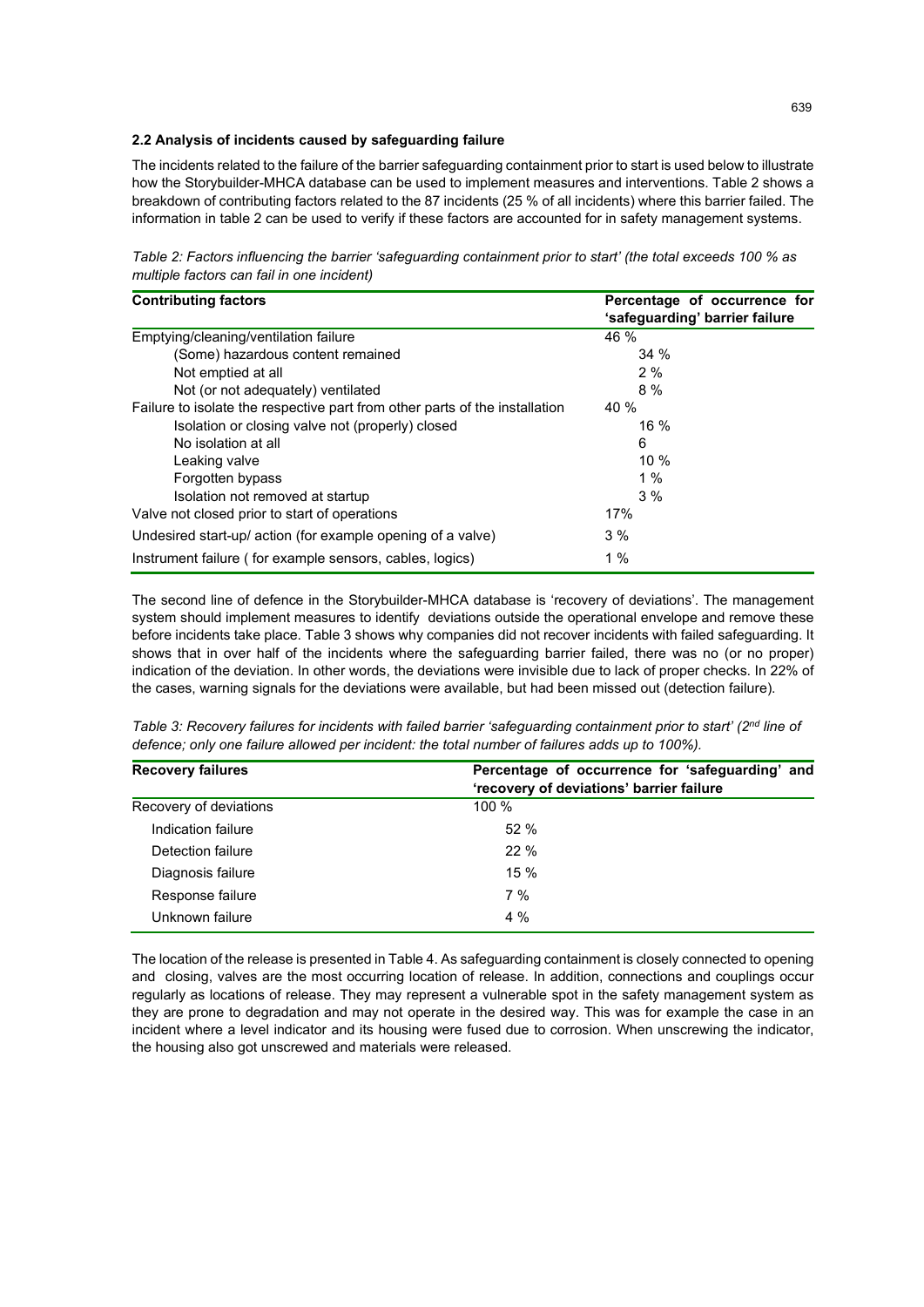### 2.2 Analysis of incidents caused by safeguarding failure

The incidents related to the failure of the barrier safeguarding containment prior to start is used below to illustrate how the Storybuilder-MHCA database can be used to implement measures and interventions. Table 2 shows a breakdown of contributing factors related to the 87 incidents (25 % of all incidents) where this barrier failed. The information in table 2 can be used to verify if these factors are accounted for in safety management systems.

*Table 2: Factors influencing the barrier 'safeguarding containment prior to start' (the total exceeds 100 % as multiple factors can fail in one incident)*

| Contributing factors | Percentage of occurrence for 'safeguarding' barrier failure |
|---|---|
| Emptying/cleaning/ventilation failure | 46 % |
| (Some) hazardous content remained | 34 % |
| Not emptied at all | 2 % |
| Not (or not adequately) ventilated | 8 % |
| Failure to isolate the respective part from other parts of the installation | 40 % |
| Isolation or closing valve not (properly) closed | 16 % |
| No isolation at all | 6 |
| Leaking valve | 10 % |
| Forgotten bypass | 1 % |
| Isolation not removed at startup | 3 % |
| Valve not closed prior to start of operations | 17% |
| Undesired start-up/ action (for example opening of a valve) | 3 % |
| Instrument failure ( for example sensors, cables, logics) | 1 % |

The second line of defence in the Storybuilder-MHCA database is 'recovery of deviations'. The management system should implement measures to identify deviations outside the operational envelope and remove these before incidents take place. Table 3 shows why companies did not recover incidents with failed safeguarding. It shows that in over half of the incidents where the safeguarding barrier failed, there was no (or no proper) indication of the deviation. In other words, the deviations were invisible due to lack of proper checks. In 22% of the cases, warning signals for the deviations were available, but had been missed out (detection failure).

*Table 3: Recovery failures for incidents with failed barrier 'safeguarding containment prior to start' (2nd line of defence; only one failure allowed per incident: the total number of failures adds up to 100%).*

| Recovery failures | Percentage of occurrence for 'safeguarding' and 'recovery of deviations' barrier failure |
|---|---|
| Recovery of deviations | 100 % |
| Indication failure | 52 % |
| Detection failure | 22 % |
| Diagnosis failure | 15 % |
| Response failure | 7 % |
| Unknown failure | 4 % |

The location of the release is presented in Table 4. As safeguarding containment is closely connected to opening and closing, valves are the most occurring location of release. In addition, connections and couplings occur regularly as locations of release. They may represent a vulnerable spot in the safety management system as they are prone to degradation and may not operate in the desired way. This was for example the case in an incident where a level indicator and its housing were fused due to corrosion. When unscrewing the indicator, the housing also got unscrewed and materials were released.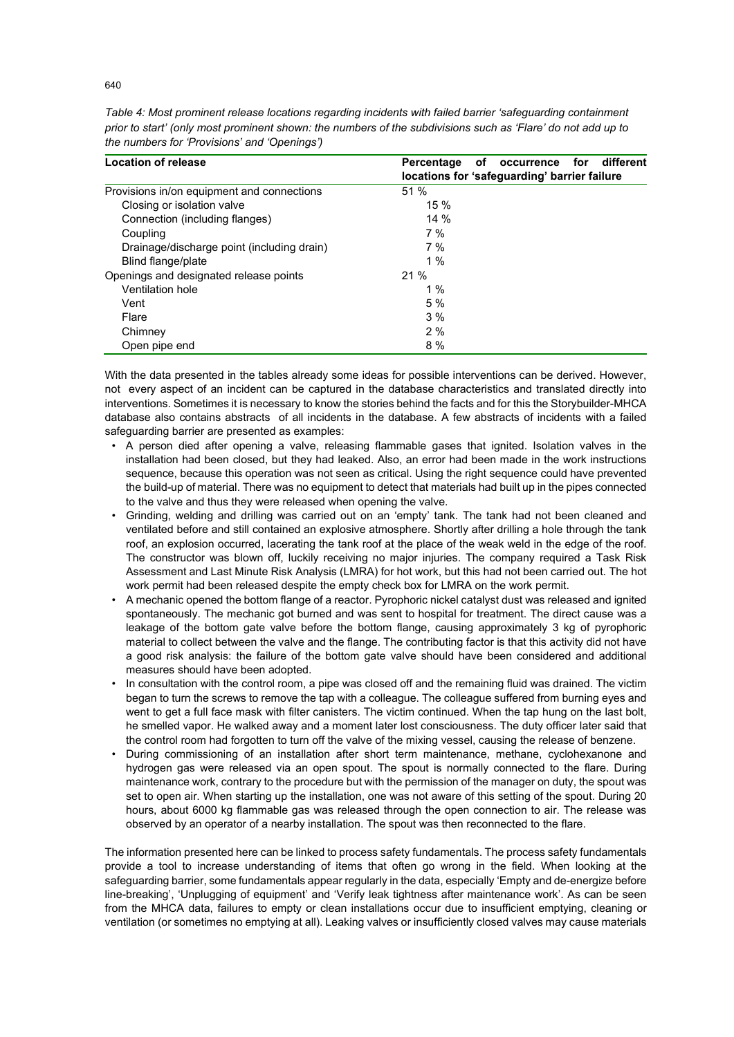*Table 4: Most prominent release locations regarding incidents with failed barrier 'safeguarding containment prior to start' (only most prominent shown: the numbers of the subdivisions such as 'Flare' do not add up to the numbers for 'Provisions' and 'Openings')*

| Location of release | Percentage of occurrence for different locations for 'safeguarding' barrier failure |
|---|---|
| Provisions in/on equipment and connections | 51 % |
| Closing or isolation valve | 15 % |
| Connection (including flanges) | 14 % |
| Coupling | 7 % |
| Drainage/discharge point (including drain) | 7 % |
| Blind flange/plate | 1 % |
| Openings and designated release points | 21 % |
| Ventilation hole | 1 % |
| Vent | 5 % |
| Flare | 3 % |
| Chimney | 2 % |
| Open pipe end | 8 % |

With the data presented in the tables already some ideas for possible interventions can be derived. However, not every aspect of an incident can be captured in the database characteristics and translated directly into interventions. Sometimes it is necessary to know the stories behind the facts and for this the Storybuilder-MHCA database also contains abstracts of all incidents in the database. A few abstracts of incidents with a failed safeguarding barrier are presented as examples:

- A person died after opening a valve, releasing flammable gases that ignited. Isolation valves in the installation had been closed, but they had leaked. Also, an error had been made in the work instructions sequence, because this operation was not seen as critical. Using the right sequence could have prevented the build-up of material. There was no equipment to detect that materials had built up in the pipes connected to the valve and thus they were released when opening the valve.
- Grinding, welding and drilling was carried out on an 'empty' tank. The tank had not been cleaned and ventilated before and still contained an explosive atmosphere. Shortly after drilling a hole through the tank roof, an explosion occurred, lacerating the tank roof at the place of the weak weld in the edge of the roof. The constructor was blown off, luckily receiving no major injuries. The company required a Task Risk Assessment and Last Minute Risk Analysis (LMRA) for hot work, but this had not been carried out. The hot work permit had been released despite the empty check box for LMRA on the work permit.
- A mechanic opened the bottom flange of a reactor. Pyrophoric nickel catalyst dust was released and ignited spontaneously. The mechanic got burned and was sent to hospital for treatment. The direct cause was a leakage of the bottom gate valve before the bottom flange, causing approximately 3 kg of pyrophoric material to collect between the valve and the flange. The contributing factor is that this activity did not have a good risk analysis: the failure of the bottom gate valve should have been considered and additional measures should have been adopted.
- In consultation with the control room, a pipe was closed off and the remaining fluid was drained. The victim began to turn the screws to remove the tap with a colleague. The colleague suffered from burning eyes and went to get a full face mask with filter canisters. The victim continued. When the tap hung on the last bolt, he smelled vapor. He walked away and a moment later lost consciousness. The duty officer later said that the control room had forgotten to turn off the valve of the mixing vessel, causing the release of benzene.
- During commissioning of an installation after short term maintenance, methane, cyclohexanone and hydrogen gas were released via an open spout. The spout is normally connected to the flare. During maintenance work, contrary to the procedure but with the permission of the manager on duty, the spout was set to open air. When starting up the installation, one was not aware of this setting of the spout. During 20 hours, about 6000 kg flammable gas was released through the open connection to air. The release was observed by an operator of a nearby installation. The spout was then reconnected to the flare.

The information presented here can be linked to process safety fundamentals. The process safety fundamentals provide a tool to increase understanding of items that often go wrong in the field. When looking at the safeguarding barrier, some fundamentals appear regularly in the data, especially 'Empty and de-energize before line-breaking', 'Unplugging of equipment' and 'Verify leak tightness after maintenance work'. As can be seen from the MHCA data, failures to empty or clean installations occur due to insufficient emptying, cleaning or ventilation (or sometimes no emptying at all). Leaking valves or insufficiently closed valves may cause materials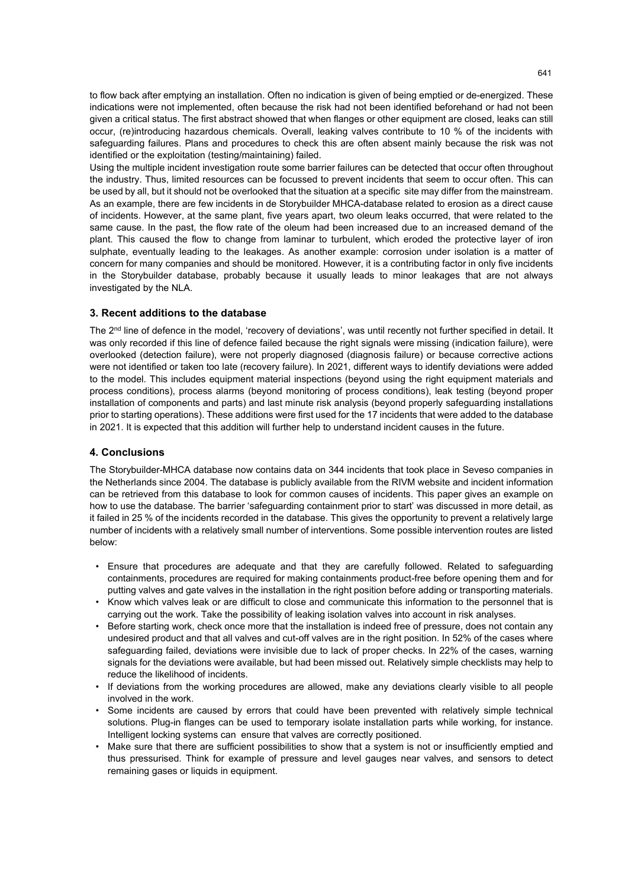to flow back after emptying an installation. Often no indication is given of being emptied or de-energized. These indications were not implemented, often because the risk had not been identified beforehand or had not been given a critical status. The first abstract showed that when flanges or other equipment are closed, leaks can still occur, (re)introducing hazardous chemicals. Overall, leaking valves contribute to 10 % of the incidents with safeguarding failures. Plans and procedures to check this are often absent mainly because the risk was not identified or the exploitation (testing/maintaining) failed.

Using the multiple incident investigation route some barrier failures can be detected that occur often throughout the industry. Thus, limited resources can be focussed to prevent incidents that seem to occur often. This can be used by all, but it should not be overlooked that the situation at a specific site may differ from the mainstream. As an example, there are few incidents in de Storybuilder MHCA-database related to erosion as a direct cause of incidents. However, at the same plant, five years apart, two oleum leaks occurred, that were related to the same cause. In the past, the flow rate of the oleum had been increased due to an increased demand of the plant. This caused the flow to change from laminar to turbulent, which eroded the protective layer of iron sulphate, eventually leading to the leakages. As another example: corrosion under isolation is a matter of concern for many companies and should be monitored. However, it is a contributing factor in only five incidents in the Storybuilder database, probably because it usually leads to minor leakages that are not always investigated by the NLA.

## 3. Recent additions to the database

The 2nd line of defence in the model, 'recovery of deviations', was until recently not further specified in detail. It was only recorded if this line of defence failed because the right signals were missing (indication failure), were overlooked (detection failure), were not properly diagnosed (diagnosis failure) or because corrective actions were not identified or taken too late (recovery failure). In 2021, different ways to identify deviations were added to the model. This includes equipment material inspections (beyond using the right equipment materials and process conditions), process alarms (beyond monitoring of process conditions), leak testing (beyond proper installation of components and parts) and last minute risk analysis (beyond properly safeguarding installations prior to starting operations). These additions were first used for the 17 incidents that were added to the database in 2021. It is expected that this addition will further help to understand incident causes in the future.

## 4. Conclusions

The Storybuilder-MHCA database now contains data on 344 incidents that took place in Seveso companies in the Netherlands since 2004. The database is publicly available from the RIVM website and incident information can be retrieved from this database to look for common causes of incidents. This paper gives an example on how to use the database. The barrier 'safeguarding containment prior to start' was discussed in more detail, as it failed in 25 % of the incidents recorded in the database. This gives the opportunity to prevent a relatively large number of incidents with a relatively small number of interventions. Some possible intervention routes are listed below:

- Ensure that procedures are adequate and that they are carefully followed. Related to safeguarding containments, procedures are required for making containments product-free before opening them and for putting valves and gate valves in the installation in the right position before adding or transporting materials.
- Know which valves leak or are difficult to close and communicate this information to the personnel that is carrying out the work. Take the possibility of leaking isolation valves into account in risk analyses.
- Before starting work, check once more that the installation is indeed free of pressure, does not contain any undesired product and that all valves and cut-off valves are in the right position. In 52% of the cases where safeguarding failed, deviations were invisible due to lack of proper checks. In 22% of the cases, warning signals for the deviations were available, but had been missed out. Relatively simple checklists may help to reduce the likelihood of incidents.
- If deviations from the working procedures are allowed, make any deviations clearly visible to all people involved in the work.
- Some incidents are caused by errors that could have been prevented with relatively simple technical solutions. Plug-in flanges can be used to temporary isolate installation parts while working, for instance. Intelligent locking systems can ensure that valves are correctly positioned.
- Make sure that there are sufficient possibilities to show that a system is not or insufficiently emptied and thus pressurised. Think for example of pressure and level gauges near valves, and sensors to detect remaining gases or liquids in equipment.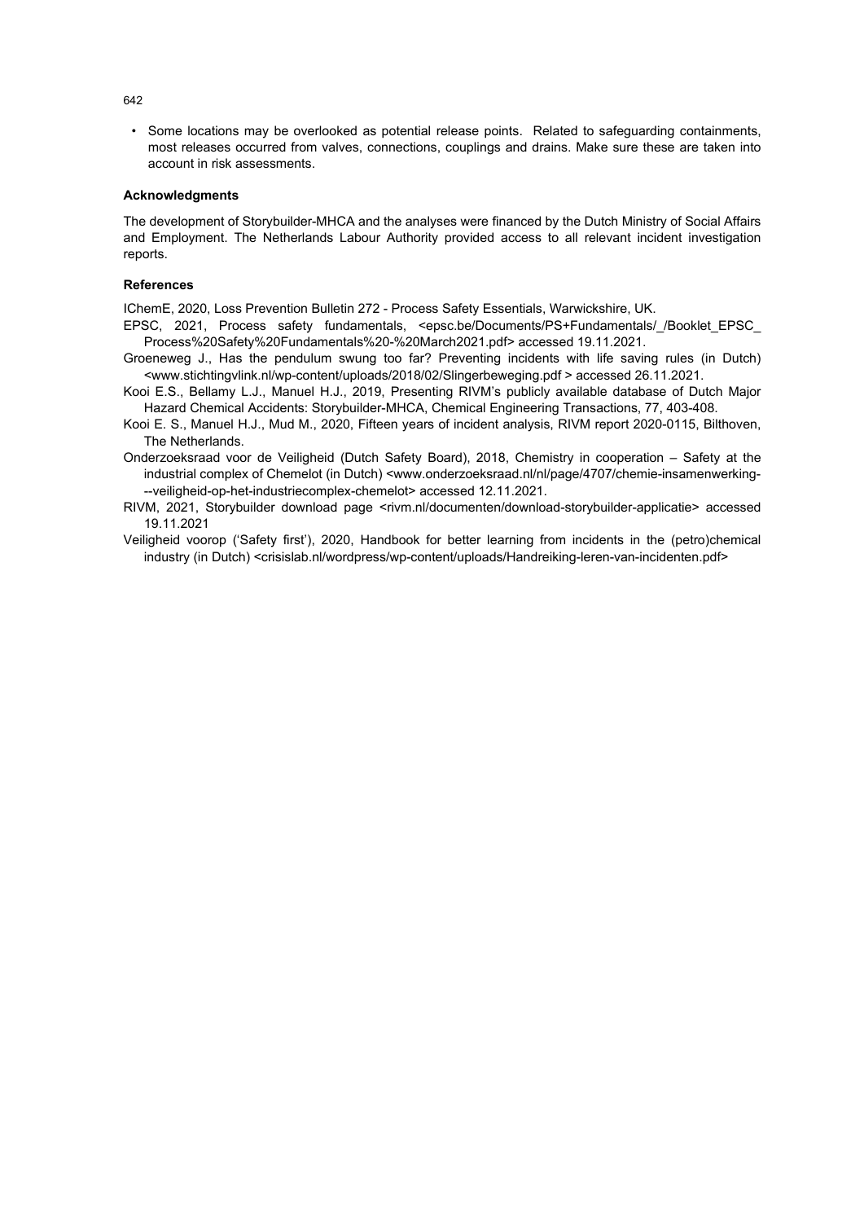- Some locations may be overlooked as potential release points. Related to safeguarding containments, most releases occurred from valves, connections, couplings and drains. Make sure these are taken into account in risk assessments.

**Acknowledgments**

The development of Storybuilder-MHCA and the analyses were financed by the Dutch Ministry of Social Affairs and Employment. The Netherlands Labour Authority provided access to all relevant incident investigation reports.

**References**

IChemE, 2020, Loss Prevention Bulletin 272 - Process Safety Essentials, Warwickshire, UK.

EPSC, 2021, Process safety fundamentals, <epsc.be/Documents/PS+Fundamentals/_/Booklet_EPSC_Process%20Safety%20Fundamentals%20-%20March2021.pdf> accessed 19.11.2021.

Groeneweg J., Has the pendulum swung too far? Preventing incidents with life saving rules (in Dutch) <www.stichtingvlink.nl/wp-content/uploads/2018/02/Slingerbeweging.pdf > accessed 26.11.2021.

Kooi E.S., Bellamy L.J., Manuel H.J., 2019, Presenting RIVM's publicly available database of Dutch Major Hazard Chemical Accidents: Storybuilder-MHCA, Chemical Engineering Transactions, 77, 403-408.

Kooi E. S., Manuel H.J., Mud M., 2020, Fifteen years of incident analysis, RIVM report 2020-0115, Bilthoven, The Netherlands.

Onderzoeksraad voor de Veiligheid (Dutch Safety Board), 2018, Chemistry in cooperation – Safety at the industrial complex of Chemelot (in Dutch) <www.onderzoeksraad.nl/nl/page/4707/chemie-insamenwerking---veiligheid-op-het-industriecomplex-chemelot> accessed 12.11.2021.

RIVM, 2021, Storybuilder download page <rivm.nl/documenten/download-storybuilder-applicatie> accessed 19.11.2021

Veiligheid voorop ('Safety first'), 2020, Handbook for better learning from incidents in the (petro)chemical industry (in Dutch) <crisislab.nl/wordpress/wp-content/uploads/Handreiking-leren-van-incidenten.pdf>